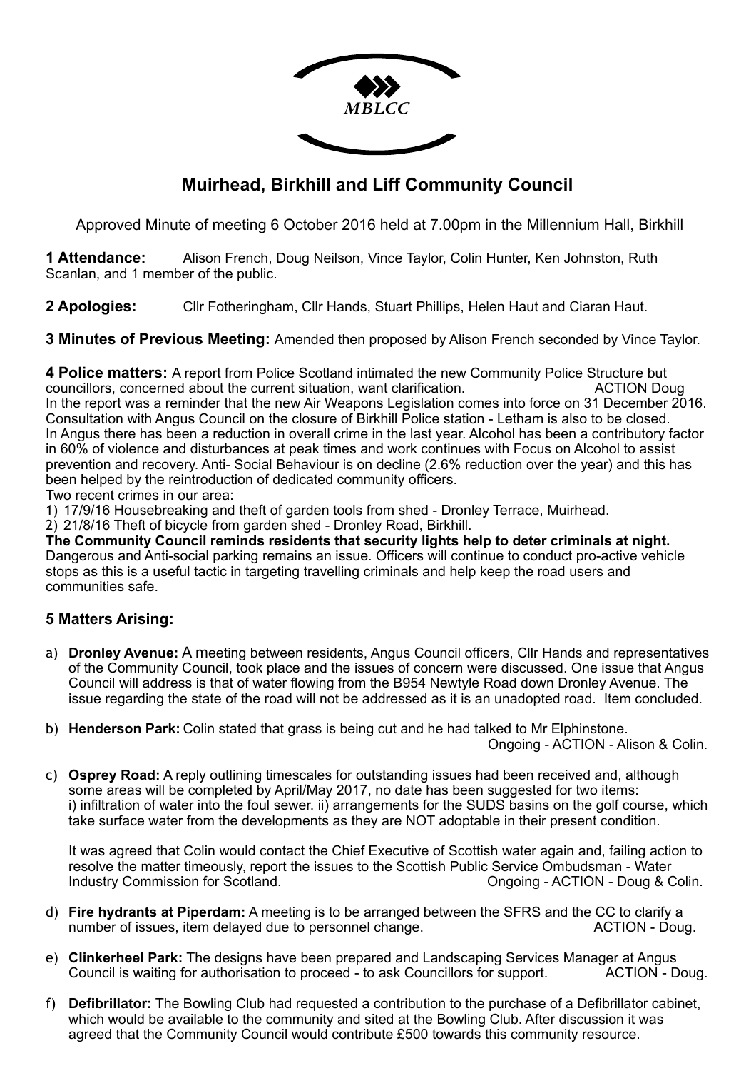MBLCC

# Muirhead, Birkhill and Liff Community Council

Approved Minute of meeting 6 October 2016 held at 7.00pm in the Millennium Hall, Birkhill

**1 Attendance:** Alison French, Doug Neilson, Vince Taylor, Colin Hunter, Ken Johnston, Ruth Scanlan, and 1 member of the public.

**2 Apologies:** Cllr Fotheringham, Cllr Hands, Stuart Phillips, Helen Haut and Ciaran Haut.

**3 Minutes of Previous Meeting:** Amended then proposed by Alison French seconded by Vince Taylor.

**4 Police matters:** A report from Police Scotland intimated the new Community Police Structure but councillors, concerned about the current situation, want clarification. ACTION Doug
In the report was a reminder that the new Air Weapons Legislation comes into force on 31 December 2016.
Consultation with Angus Council on the closure of Birkhill Police station - Letham is also to be closed.
In Angus there has been a reduction in overall crime in the last year. Alcohol has been a contributory factor in 60% of violence and disturbances at peak times and work continues with Focus on Alcohol to assist prevention and recovery. Anti- Social Behaviour is on decline (2.6% reduction over the year) and this has been helped by the reintroduction of dedicated community officers.
Two recent crimes in our area:

1) 17/9/16 Housebreaking and theft of garden tools from shed - Dronley Terrace, Muirhead.
2) 21/8/16 Theft of bicycle from garden shed - Dronley Road, Birkhill.

**The Community Council reminds residents that security lights help to deter criminals at night.**
Dangerous and Anti-social parking remains an issue. Officers will continue to conduct pro-active vehicle stops as this is a useful tactic in targeting travelling criminals and help keep the road users and communities safe.

## 5 Matters Arising:

a) **Dronley Avenue:** A meeting between residents, Angus Council officers, Cllr Hands and representatives of the Community Council, took place and the issues of concern were discussed. One issue that Angus Council will address is that of water flowing from the B954 Newtyle Road down Dronley Avenue. The issue regarding the state of the road will not be addressed as it is an unadopted road. Item concluded.

b) **Henderson Park:** Colin stated that grass is being cut and he had talked to Mr Elphinstone.
Ongoing - ACTION - Alison & Colin.

c) **Osprey Road:** A reply outlining timescales for outstanding issues had been received and, although some areas will be completed by April/May 2017, no date has been suggested for two items:
i) infiltration of water into the foul sewer. ii) arrangements for the SUDS basins on the golf course, which take surface water from the developments as they are NOT adoptable in their present condition.

It was agreed that Colin would contact the Chief Executive of Scottish water again and, failing action to resolve the matter timeously, report the issues to the Scottish Public Service Ombudsman - Water Industry Commission for Scotland. Ongoing - ACTION - Doug & Colin.

d) **Fire hydrants at Piperdam:** A meeting is to be arranged between the SFRS and the CC to clarify a number of issues, item delayed due to personnel change. ACTION - Doug.

e) **Clinkerheel Park:** The designs have been prepared and Landscaping Services Manager at Angus Council is waiting for authorisation to proceed - to ask Councillors for support. ACTION - Doug.

f) **Defibrillator:** The Bowling Club had requested a contribution to the purchase of a Defibrillator cabinet, which would be available to the community and sited at the Bowling Club. After discussion it was agreed that the Community Council would contribute £500 towards this community resource.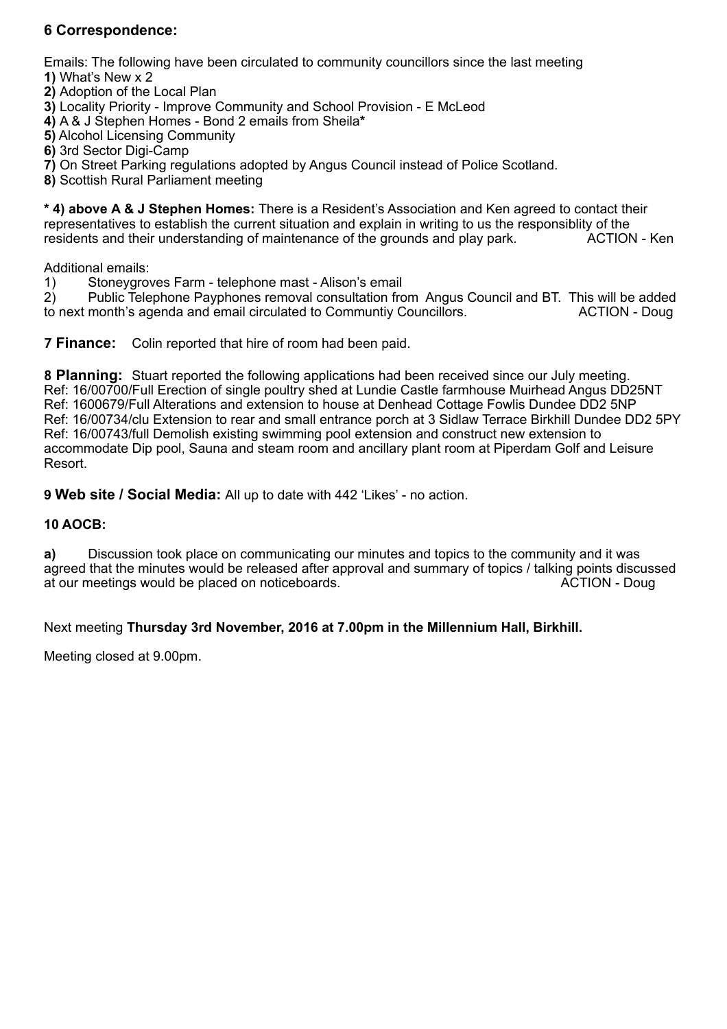## 6 Correspondence:

Emails: The following have been circulated to community councillors since the last meeting

**1)** What's New x 2
**2)** Adoption of the Local Plan
**3)** Locality Priority - Improve Community and School Provision - E McLeod
**4)** A & J Stephen Homes - Bond 2 emails from Sheila*
**5)** Alcohol Licensing Community
**6)** 3rd Sector Digi-Camp
**7)** On Street Parking regulations adopted by Angus Council instead of Police Scotland.
**8)** Scottish Rural Parliament meeting

**\* 4) above A & J Stephen Homes:** There is a Resident's Association and Ken agreed to contact their representatives to establish the current situation and explain in writing to us the responsiblity of the residents and their understanding of maintenance of the grounds and play park. ACTION - Ken

Additional emails:

1) Stoneygroves Farm - telephone mast - Alison's email
2) Public Telephone Payphones removal consultation from Angus Council and BT. This will be added to next month's agenda and email circulated to Communtiy Councillors. ACTION - Doug

**7 Finance:** Colin reported that hire of room had been paid.

**8 Planning:** Stuart reported the following applications had been received since our July meeting.
Ref: 16/00700/Full Erection of single poultry shed at Lundie Castle farmhouse Muirhead Angus DD25NT
Ref: 1600679/Full Alterations and extension to house at Denhead Cottage Fowlis Dundee DD2 5NP
Ref: 16/00734/clu Extension to rear and small entrance porch at 3 Sidlaw Terrace Birkhill Dundee DD2 5PY
Ref: 16/00743/full Demolish existing swimming pool extension and construct new extension to accommodate Dip pool, Sauna and steam room and ancillary plant room at Piperdam Golf and Leisure Resort.

**9 Web site / Social Media:** All up to date with 442 'Likes' - no action.

**10 AOCB:**

**a)** Discussion took place on communicating our minutes and topics to the community and it was agreed that the minutes would be released after approval and summary of topics / talking points discussed at our meetings would be placed on noticeboards. ACTION - Doug

Next meeting **Thursday 3rd November, 2016 at 7.00pm in the Millennium Hall, Birkhill.**

Meeting closed at 9.00pm.